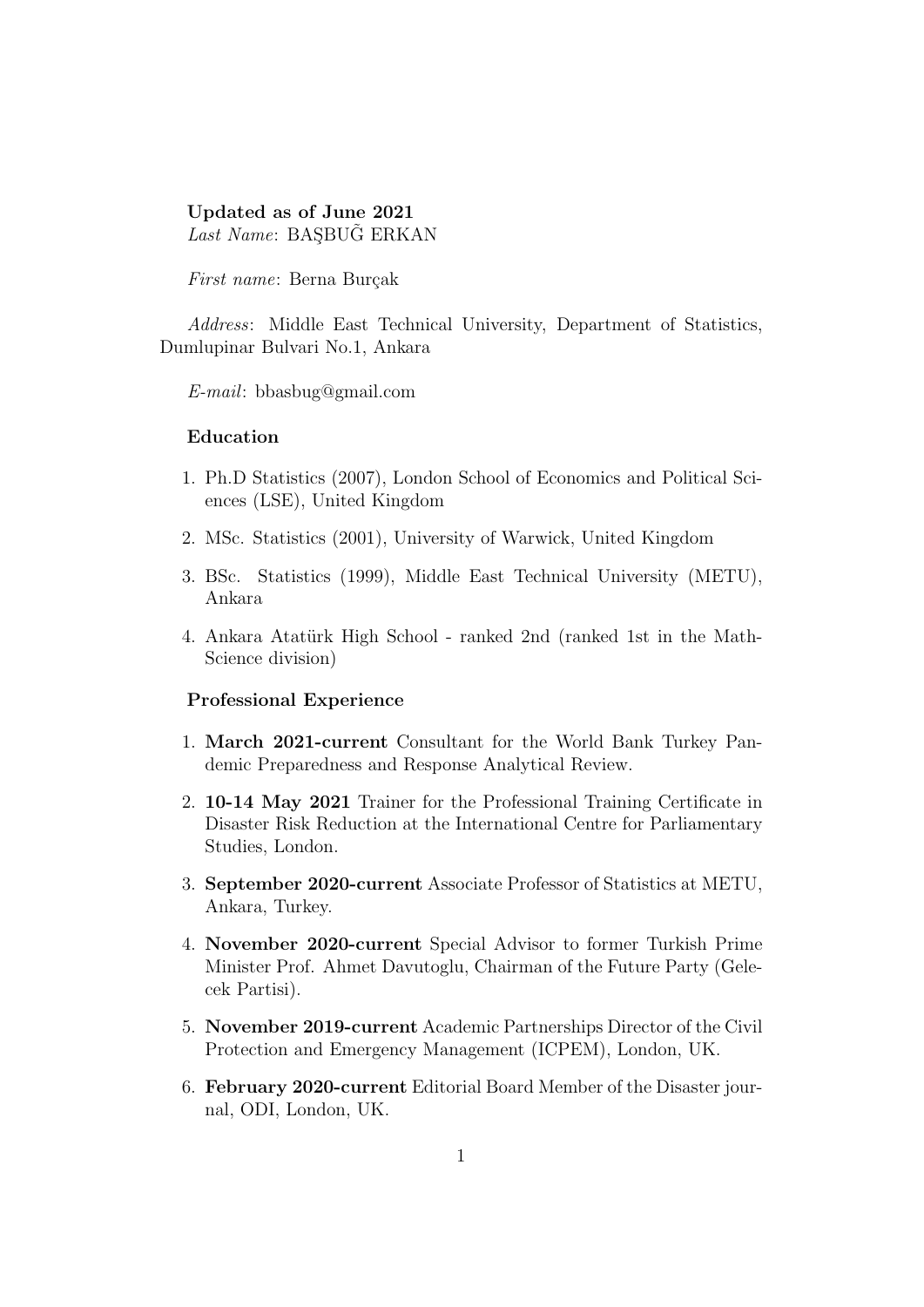**Updated as of June 2021**
*Last Name*: BAŞBUĞ ERKAN

*First name*: Berna Burçak

*Address*: Middle East Technical University, Department of Statistics, Dumlupinar Bulvari No.1, Ankara

*E-mail*: bbasbug@gmail.com

## Education

1. Ph.D Statistics (2007), London School of Economics and Political Sciences (LSE), United Kingdom
2. MSc. Statistics (2001), University of Warwick, United Kingdom
3. BSc. Statistics (1999), Middle East Technical University (METU), Ankara
4. Ankara Atatürk High School - ranked 2nd (ranked 1st in the Math-Science division)

## Professional Experience

1. **March 2021-current** Consultant for the World Bank Turkey Pandemic Preparedness and Response Analytical Review.
2. **10-14 May 2021** Trainer for the Professional Training Certificate in Disaster Risk Reduction at the International Centre for Parliamentary Studies, London.
3. **September 2020-current** Associate Professor of Statistics at METU, Ankara, Turkey.
4. **November 2020-current** Special Advisor to former Turkish Prime Minister Prof. Ahmet Davutoglu, Chairman of the Future Party (Gelecek Partisi).
5. **November 2019-current** Academic Partnerships Director of the Civil Protection and Emergency Management (ICPEM), London, UK.
6. **February 2020-current** Editorial Board Member of the Disaster journal, ODI, London, UK.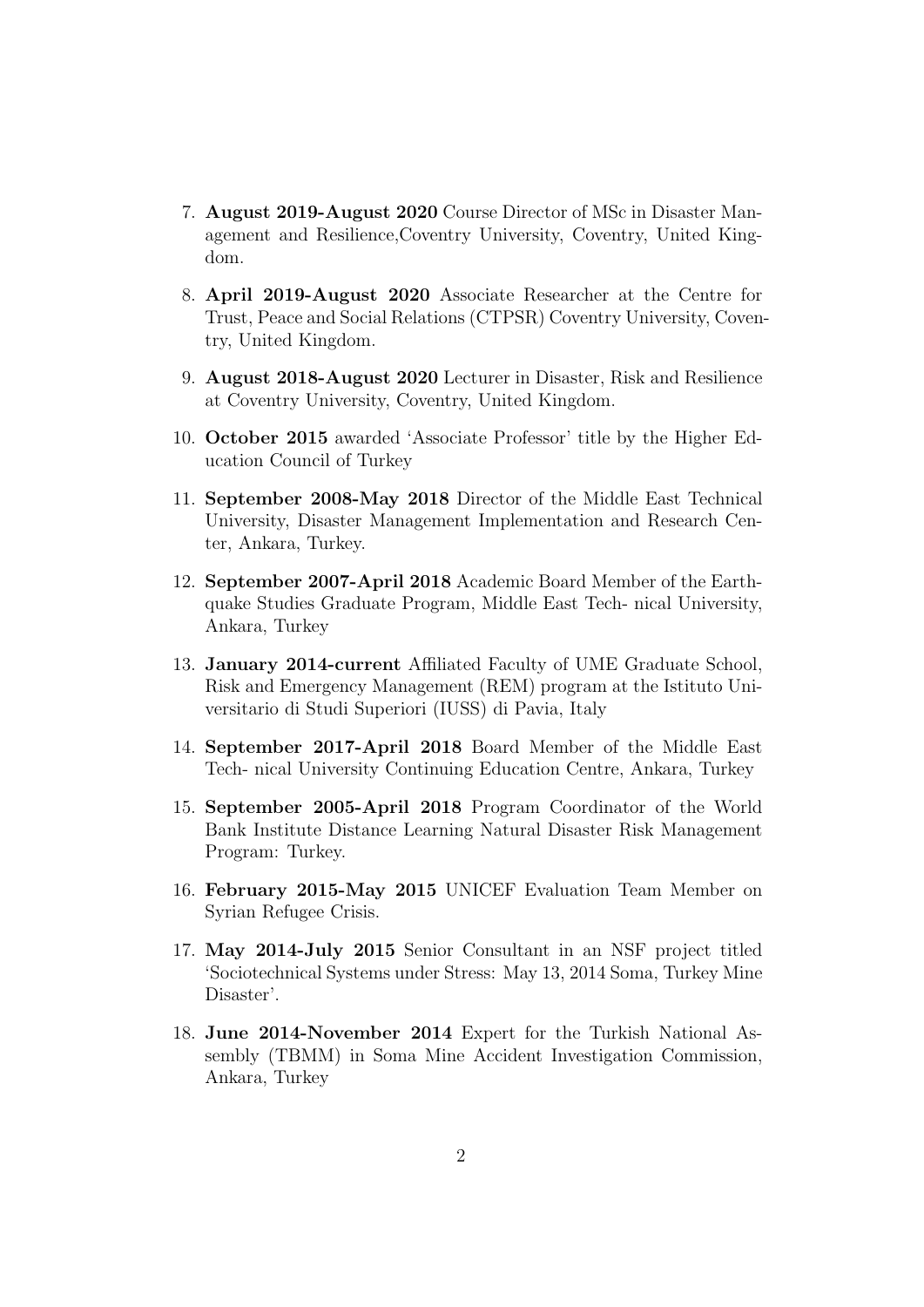7. **August 2019-August 2020** Course Director of MSc in Disaster Management and Resilience,Coventry University, Coventry, United Kingdom.
8. **April 2019-August 2020** Associate Researcher at the Centre for Trust, Peace and Social Relations (CTPSR) Coventry University, Coventry, United Kingdom.
9. **August 2018-August 2020** Lecturer in Disaster, Risk and Resilience at Coventry University, Coventry, United Kingdom.
10. **October 2015** awarded 'Associate Professor' title by the Higher Education Council of Turkey
11. **September 2008-May 2018** Director of the Middle East Technical University, Disaster Management Implementation and Research Center, Ankara, Turkey.
12. **September 2007-April 2018** Academic Board Member of the Earthquake Studies Graduate Program, Middle East Tech- nical University, Ankara, Turkey
13. **January 2014-current** Affiliated Faculty of UME Graduate School, Risk and Emergency Management (REM) program at the Istituto Universitario di Studi Superiori (IUSS) di Pavia, Italy
14. **September 2017-April 2018** Board Member of the Middle East Tech- nical University Continuing Education Centre, Ankara, Turkey
15. **September 2005-April 2018** Program Coordinator of the World Bank Institute Distance Learning Natural Disaster Risk Management Program: Turkey.
16. **February 2015-May 2015** UNICEF Evaluation Team Member on Syrian Refugee Crisis.
17. **May 2014-July 2015** Senior Consultant in an NSF project titled 'Sociotechnical Systems under Stress: May 13, 2014 Soma, Turkey Mine Disaster'.
18. **June 2014-November 2014** Expert for the Turkish National Assembly (TBMM) in Soma Mine Accident Investigation Commission, Ankara, Turkey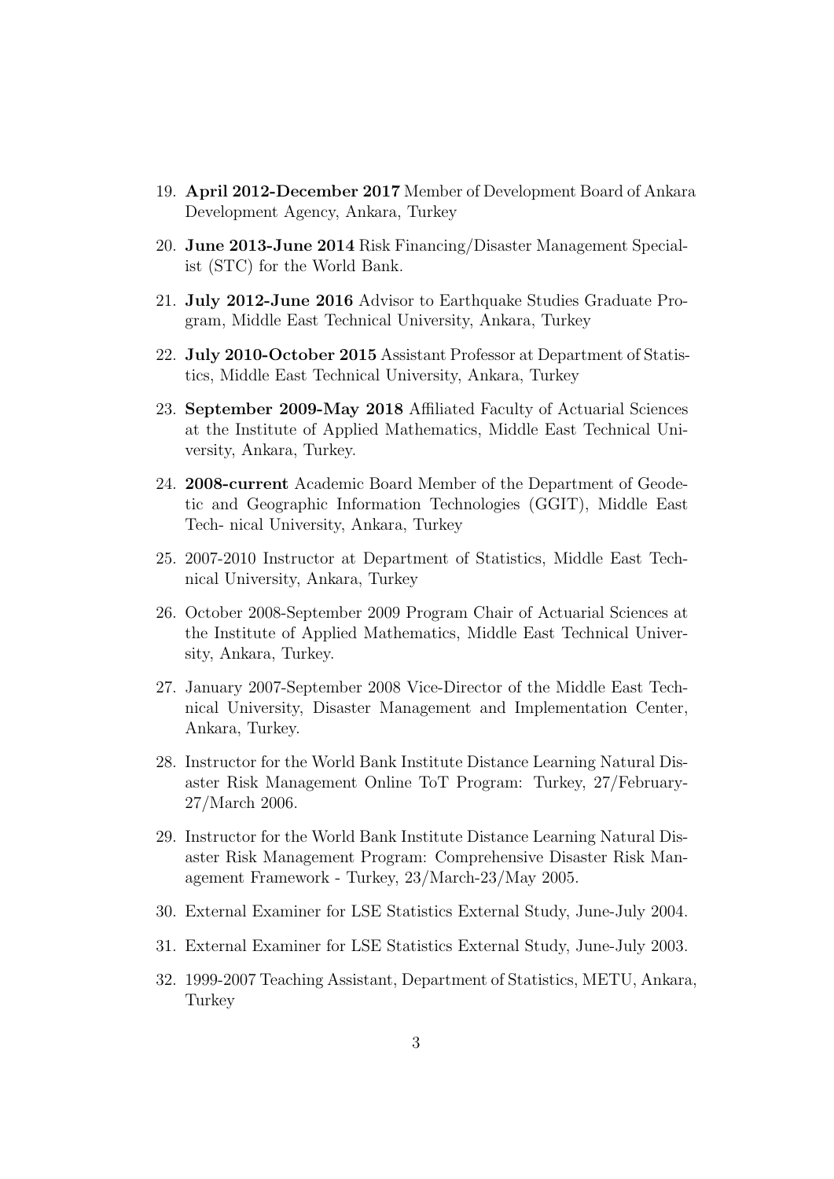19. **April 2012-December 2017** Member of Development Board of Ankara Development Agency, Ankara, Turkey
20. **June 2013-June 2014** Risk Financing/Disaster Management Specialist (STC) for the World Bank.
21. **July 2012-June 2016** Advisor to Earthquake Studies Graduate Program, Middle East Technical University, Ankara, Turkey
22. **July 2010-October 2015** Assistant Professor at Department of Statistics, Middle East Technical University, Ankara, Turkey
23. **September 2009-May 2018** Affiliated Faculty of Actuarial Sciences at the Institute of Applied Mathematics, Middle East Technical University, Ankara, Turkey.
24. **2008-current** Academic Board Member of the Department of Geodetic and Geographic Information Technologies (GGIT), Middle East Tech- nical University, Ankara, Turkey
25. 2007-2010 Instructor at Department of Statistics, Middle East Technical University, Ankara, Turkey
26. October 2008-September 2009 Program Chair of Actuarial Sciences at the Institute of Applied Mathematics, Middle East Technical University, Ankara, Turkey.
27. January 2007-September 2008 Vice-Director of the Middle East Technical University, Disaster Management and Implementation Center, Ankara, Turkey.
28. Instructor for the World Bank Institute Distance Learning Natural Disaster Risk Management Online ToT Program: Turkey, 27/February-27/March 2006.
29. Instructor for the World Bank Institute Distance Learning Natural Disaster Risk Management Program: Comprehensive Disaster Risk Management Framework - Turkey, 23/March-23/May 2005.
30. External Examiner for LSE Statistics External Study, June-July 2004.
31. External Examiner for LSE Statistics External Study, June-July 2003.
32. 1999-2007 Teaching Assistant, Department of Statistics, METU, Ankara, Turkey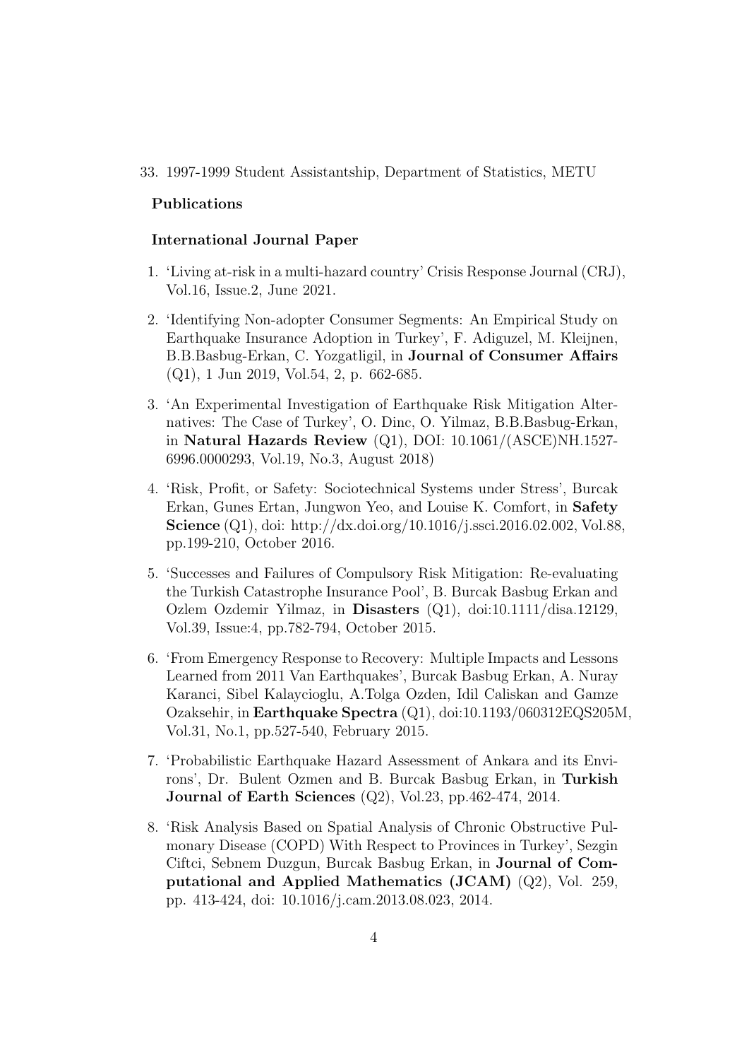33. 1997-1999 Student Assistantship, Department of Statistics, METU

**Publications**

**International Journal Paper**

1. 'Living at-risk in a multi-hazard country' Crisis Response Journal (CRJ), Vol.16, Issue.2, June 2021.
2. 'Identifying Non-adopter Consumer Segments: An Empirical Study on Earthquake Insurance Adoption in Turkey', F. Adiguzel, M. Kleijnen, B.B.Basbug-Erkan, C. Yozgatligil, in **Journal of Consumer Affairs** (Q1), 1 Jun 2019, Vol.54, 2, p. 662-685.
3. 'An Experimental Investigation of Earthquake Risk Mitigation Alternatives: The Case of Turkey', O. Dinc, O. Yilmaz, B.B.Basbug-Erkan, in **Natural Hazards Review** (Q1), DOI: 10.1061/(ASCE)NH.1527-6996.0000293, Vol.19, No.3, August 2018)
4. 'Risk, Profit, or Safety: Sociotechnical Systems under Stress', Burcak Erkan, Gunes Ertan, Jungwon Yeo, and Louise K. Comfort, in **Safety Science** (Q1), doi: http://dx.doi.org/10.1016/j.ssci.2016.02.002, Vol.88, pp.199-210, October 2016.
5. 'Successes and Failures of Compulsory Risk Mitigation: Re-evaluating the Turkish Catastrophe Insurance Pool', B. Burcak Basbug Erkan and Ozlem Ozdemir Yilmaz, in **Disasters** (Q1), doi:10.1111/disa.12129, Vol.39, Issue:4, pp.782-794, October 2015.
6. 'From Emergency Response to Recovery: Multiple Impacts and Lessons Learned from 2011 Van Earthquakes', Burcak Basbug Erkan, A. Nuray Karanci, Sibel Kalaycioglu, A.Tolga Ozden, Idil Caliskan and Gamze Ozaksehir, in **Earthquake Spectra** (Q1), doi:10.1193/060312EQS205M, Vol.31, No.1, pp.527-540, February 2015.
7. 'Probabilistic Earthquake Hazard Assessment of Ankara and its Environs', Dr. Bulent Ozmen and B. Burcak Basbug Erkan, in **Turkish Journal of Earth Sciences** (Q2), Vol.23, pp.462-474, 2014.
8. 'Risk Analysis Based on Spatial Analysis of Chronic Obstructive Pulmonary Disease (COPD) With Respect to Provinces in Turkey', Sezgin Ciftci, Sebnem Duzgun, Burcak Basbug Erkan, in **Journal of Computational and Applied Mathematics (JCAM)** (Q2), Vol. 259, pp. 413-424, doi: 10.1016/j.cam.2013.08.023, 2014.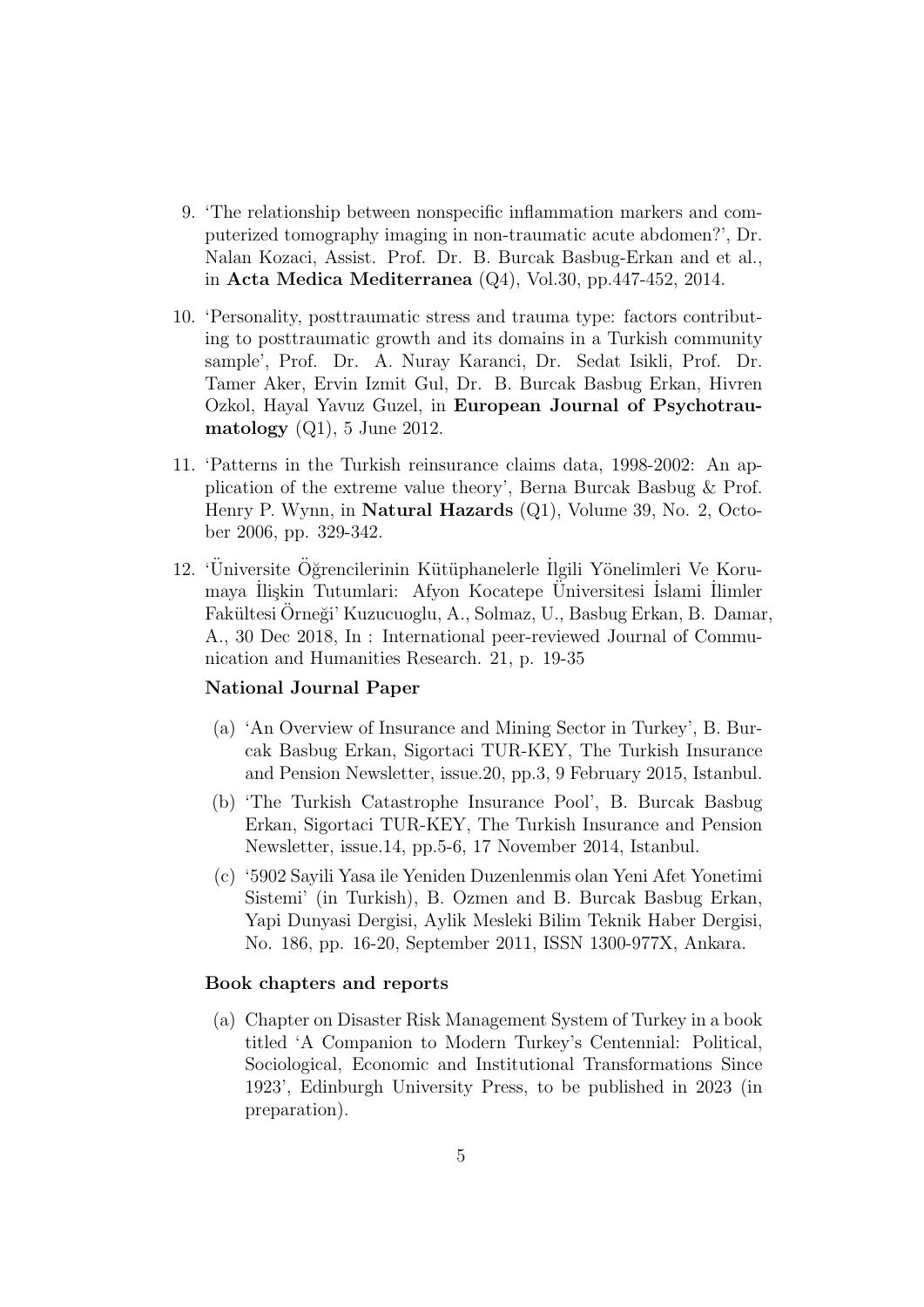9. 'The relationship between nonspecific inflammation markers and computerized tomography imaging in non-traumatic acute abdomen?', Dr. Nalan Kozaci, Assist. Prof. Dr. B. Burcak Basbug-Erkan and et al., in **Acta Medica Mediterranea** (Q4), Vol.30, pp.447-452, 2014.

10. 'Personality, posttraumatic stress and trauma type: factors contributing to posttraumatic growth and its domains in a Turkish community sample', Prof. Dr. A. Nuray Karanci, Dr. Sedat Isikli, Prof. Dr. Tamer Aker, Ervin Izmit Gul, Dr. B. Burcak Basbug Erkan, Hivren Ozkol, Hayal Yavuz Guzel, in **European Journal of Psychotraumatology** (Q1), 5 June 2012.

11. 'Patterns in the Turkish reinsurance claims data, 1998-2002: An application of the extreme value theory', Berna Burcak Basbug & Prof. Henry P. Wynn, in **Natural Hazards** (Q1), Volume 39, No. 2, October 2006, pp. 329-342.

12. 'Üniversite Öğrencilerinin Kütüphanelerle İlgili Yönelimleri Ve Korumaya İlişkin Tutumlari: Afyon Kocatepe Üniversitesi İslami İlimler Fakültesi Örneği' Kuzucuoglu, A., Solmaz, U., Basbug Erkan, B. Damar, A., 30 Dec 2018, In : International peer-reviewed Journal of Communication and Humanities Research. 21, p. 19-35

**National Journal Paper**

(a) 'An Overview of Insurance and Mining Sector in Turkey', B. Burcak Basbug Erkan, Sigortaci TUR-KEY, The Turkish Insurance and Pension Newsletter, issue.20, pp.3, 9 February 2015, Istanbul.

(b) 'The Turkish Catastrophe Insurance Pool', B. Burcak Basbug Erkan, Sigortaci TUR-KEY, The Turkish Insurance and Pension Newsletter, issue.14, pp.5-6, 17 November 2014, Istanbul.

(c) '5902 Sayili Yasa ile Yeniden Duzenlenmis olan Yeni Afet Yonetimi Sistemi' (in Turkish), B. Ozmen and B. Burcak Basbug Erkan, Yapi Dunyasi Dergisi, Aylik Mesleki Bilim Teknik Haber Dergisi, No. 186, pp. 16-20, September 2011, ISSN 1300-977X, Ankara.

**Book chapters and reports**

(a) Chapter on Disaster Risk Management System of Turkey in a book titled 'A Companion to Modern Turkey's Centennial: Political, Sociological, Economic and Institutional Transformations Since 1923', Edinburgh University Press, to be published in 2023 (in preparation).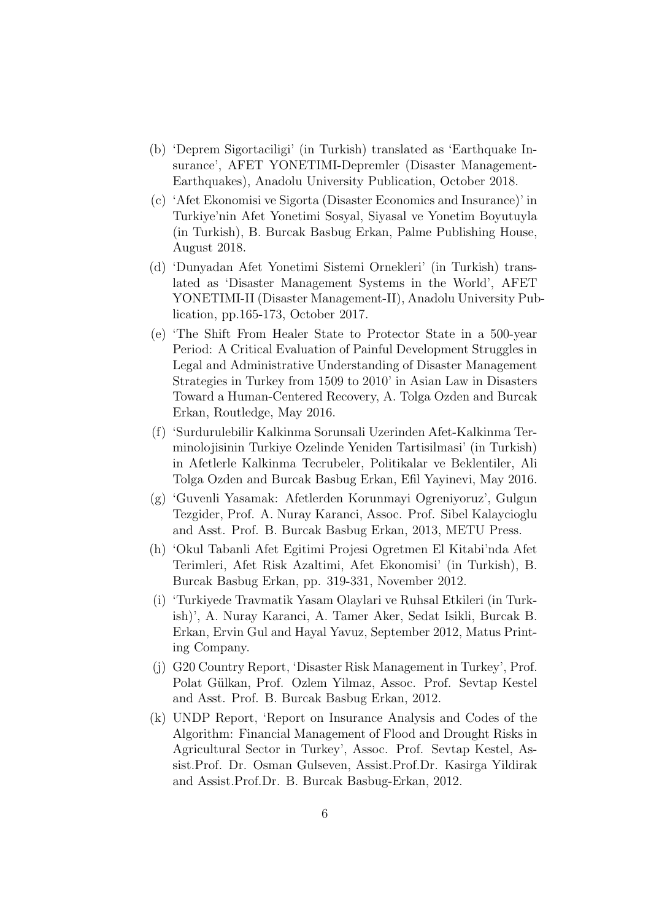(b) 'Deprem Sigortaciligi' (in Turkish) translated as 'Earthquake Insurance', AFET YONETIMI-Depremler (Disaster Management-Earthquakes), Anadolu University Publication, October 2018.

(c) 'Afet Ekonomisi ve Sigorta (Disaster Economics and Insurance)' in Turkiye'nin Afet Yonetimi Sosyal, Siyasal ve Yonetim Boyutuyla (in Turkish), B. Burcak Basbug Erkan, Palme Publishing House, August 2018.

(d) 'Dunyadan Afet Yonetimi Sistemi Ornekleri' (in Turkish) translated as 'Disaster Management Systems in the World', AFET YONETIMI-II (Disaster Management-II), Anadolu University Publication, pp.165-173, October 2017.

(e) 'The Shift From Healer State to Protector State in a 500-year Period: A Critical Evaluation of Painful Development Struggles in Legal and Administrative Understanding of Disaster Management Strategies in Turkey from 1509 to 2010' in Asian Law in Disasters Toward a Human-Centered Recovery, A. Tolga Ozden and Burcak Erkan, Routledge, May 2016.

(f) 'Surdurulebilir Kalkinma Sorunsali Uzerinden Afet-Kalkinma Terminolojisinin Turkiye Ozelinde Yeniden Tartisilmasi' (in Turkish) in Afetlerle Kalkinma Tecrubeler, Politikalar ve Beklentiler, Ali Tolga Ozden and Burcak Basbug Erkan, Efil Yayinevi, May 2016.

(g) 'Guvenli Yasamak: Afetlerden Korunmayi Ogreniyoruz', Gulgun Tezgider, Prof. A. Nuray Karanci, Assoc. Prof. Sibel Kalaycioglu and Asst. Prof. B. Burcak Basbug Erkan, 2013, METU Press.

(h) 'Okul Tabanli Afet Egitimi Projesi Ogretmen El Kitabi'nda Afet Terimleri, Afet Risk Azaltimi, Afet Ekonomisi' (in Turkish), B. Burcak Basbug Erkan, pp. 319-331, November 2012.

(i) 'Turkiyede Travmatik Yasam Olaylari ve Ruhsal Etkileri (in Turkish)', A. Nuray Karanci, A. Tamer Aker, Sedat Isikli, Burcak B. Erkan, Ervin Gul and Hayal Yavuz, September 2012, Matus Printing Company.

(j) G20 Country Report, 'Disaster Risk Management in Turkey', Prof. Polat Gülkan, Prof. Ozlem Yilmaz, Assoc. Prof. Sevtap Kestel and Asst. Prof. B. Burcak Basbug Erkan, 2012.

(k) UNDP Report, 'Report on Insurance Analysis and Codes of the Algorithm: Financial Management of Flood and Drought Risks in Agricultural Sector in Turkey', Assoc. Prof. Sevtap Kestel, Assist.Prof. Dr. Osman Gulseven, Assist.Prof.Dr. Kasirga Yildirak and Assist.Prof.Dr. B. Burcak Basbug-Erkan, 2012.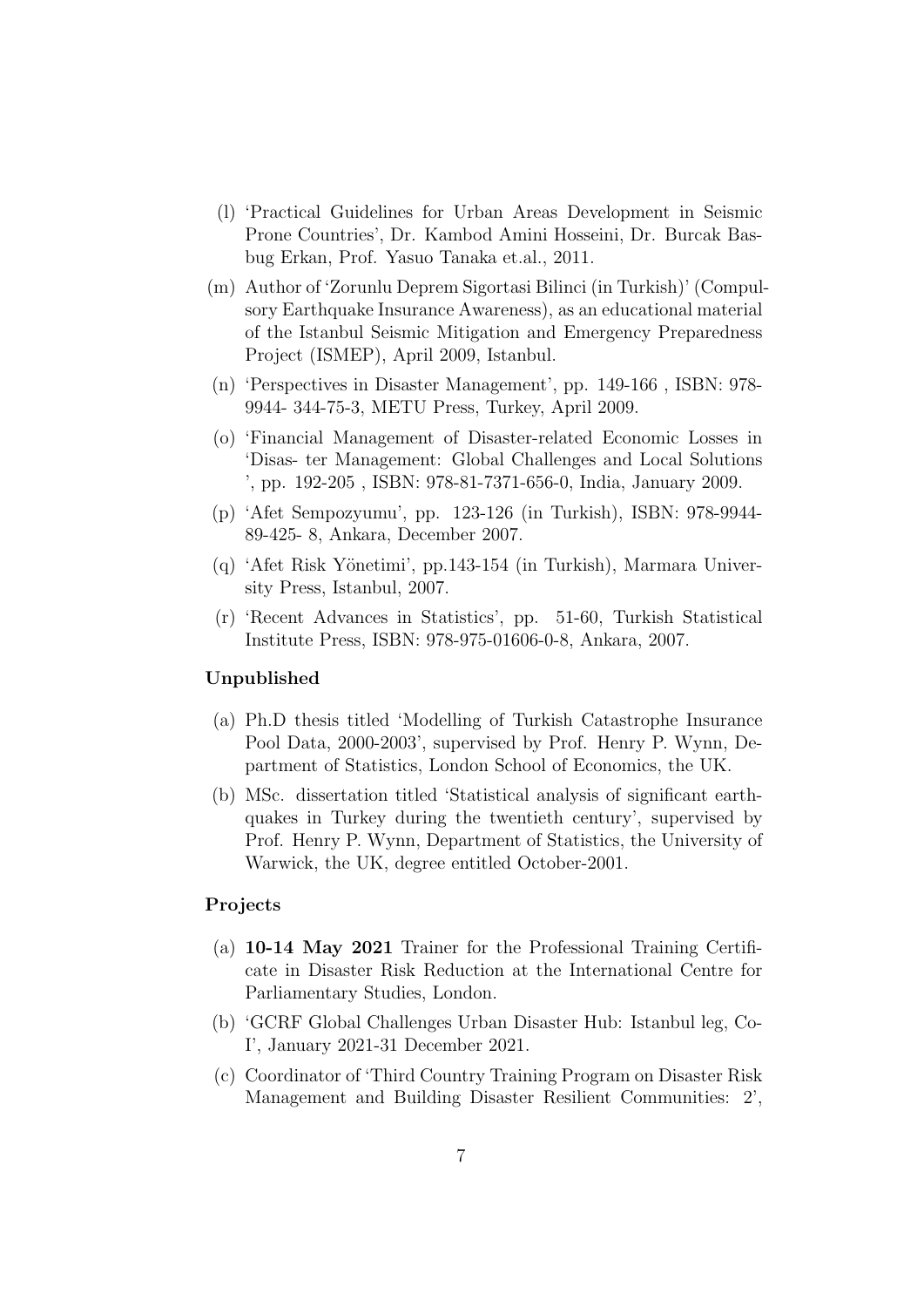(l) 'Practical Guidelines for Urban Areas Development in Seismic Prone Countries', Dr. Kambod Amini Hosseini, Dr. Burcak Basbug Erkan, Prof. Yasuo Tanaka et.al., 2011.

(m) Author of 'Zorunlu Deprem Sigortasi Bilinci (in Turkish)' (Compulsory Earthquake Insurance Awareness), as an educational material of the Istanbul Seismic Mitigation and Emergency Preparedness Project (ISMEP), April 2009, Istanbul.

(n) 'Perspectives in Disaster Management', pp. 149-166 , ISBN: 978-9944- 344-75-3, METU Press, Turkey, April 2009.

(o) 'Financial Management of Disaster-related Economic Losses in 'Disas- ter Management: Global Challenges and Local Solutions ', pp. 192-205 , ISBN: 978-81-7371-656-0, India, January 2009.

(p) 'Afet Sempozyumu', pp. 123-126 (in Turkish), ISBN: 978-9944-89-425- 8, Ankara, December 2007.

(q) 'Afet Risk Yönetimi', pp.143-154 (in Turkish), Marmara University Press, Istanbul, 2007.

(r) 'Recent Advances in Statistics', pp. 51-60, Turkish Statistical Institute Press, ISBN: 978-975-01606-0-8, Ankara, 2007.

### Unpublished

(a) Ph.D thesis titled 'Modelling of Turkish Catastrophe Insurance Pool Data, 2000-2003', supervised by Prof. Henry P. Wynn, Department of Statistics, London School of Economics, the UK.

(b) MSc. dissertation titled 'Statistical analysis of significant earthquakes in Turkey during the twentieth century', supervised by Prof. Henry P. Wynn, Department of Statistics, the University of Warwick, the UK, degree entitled October-2001.

### Projects

(a) **10-14 May 2021** Trainer for the Professional Training Certificate in Disaster Risk Reduction at the International Centre for Parliamentary Studies, London.

(b) 'GCRF Global Challenges Urban Disaster Hub: Istanbul leg, Co-I', January 2021-31 December 2021.

(c) Coordinator of 'Third Country Training Program on Disaster Risk Management and Building Disaster Resilient Communities: 2',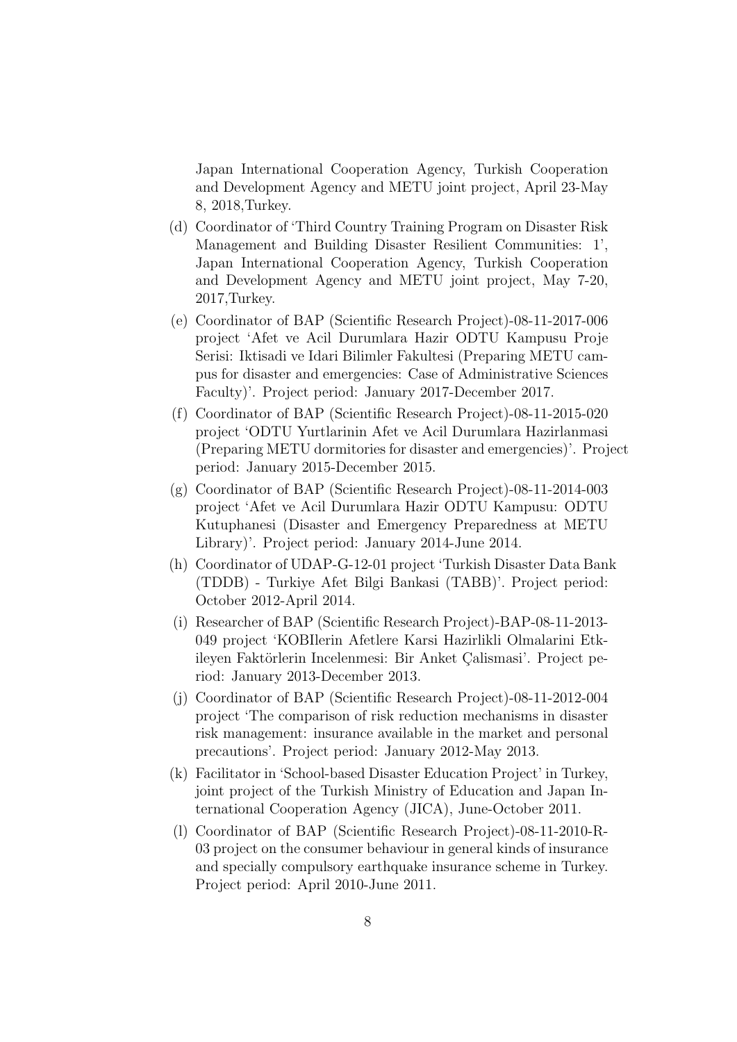Japan International Cooperation Agency, Turkish Cooperation and Development Agency and METU joint project, April 23-May 8, 2018,Turkey.

(d) Coordinator of 'Third Country Training Program on Disaster Risk Management and Building Disaster Resilient Communities: 1', Japan International Cooperation Agency, Turkish Cooperation and Development Agency and METU joint project, May 7-20, 2017,Turkey.

(e) Coordinator of BAP (Scientific Research Project)-08-11-2017-006 project 'Afet ve Acil Durumlara Hazir ODTU Kampusu Proje Serisi: Iktisadi ve Idari Bilimler Fakultesi (Preparing METU campus for disaster and emergencies: Case of Administrative Sciences Faculty)'. Project period: January 2017-December 2017.

(f) Coordinator of BAP (Scientific Research Project)-08-11-2015-020 project 'ODTU Yurtlarinin Afet ve Acil Durumlara Hazirlanmasi (Preparing METU dormitories for disaster and emergencies)'. Project period: January 2015-December 2015.

(g) Coordinator of BAP (Scientific Research Project)-08-11-2014-003 project 'Afet ve Acil Durumlara Hazir ODTU Kampusu: ODTU Kutuphanesi (Disaster and Emergency Preparedness at METU Library)'. Project period: January 2014-June 2014.

(h) Coordinator of UDAP-G-12-01 project 'Turkish Disaster Data Bank (TDDB) - Turkiye Afet Bilgi Bankasi (TABB)'. Project period: October 2012-April 2014.

(i) Researcher of BAP (Scientific Research Project)-BAP-08-11-2013-049 project 'KOBIlerin Afetlere Karsi Hazirlikli Olmalarini Etkileyen Faktörlerin Incelenmesi: Bir Anket Çalismasi'. Project period: January 2013-December 2013.

(j) Coordinator of BAP (Scientific Research Project)-08-11-2012-004 project 'The comparison of risk reduction mechanisms in disaster risk management: insurance available in the market and personal precautions'. Project period: January 2012-May 2013.

(k) Facilitator in 'School-based Disaster Education Project' in Turkey, joint project of the Turkish Ministry of Education and Japan International Cooperation Agency (JICA), June-October 2011.

(l) Coordinator of BAP (Scientific Research Project)-08-11-2010-R-03 project on the consumer behaviour in general kinds of insurance and specially compulsory earthquake insurance scheme in Turkey. Project period: April 2010-June 2011.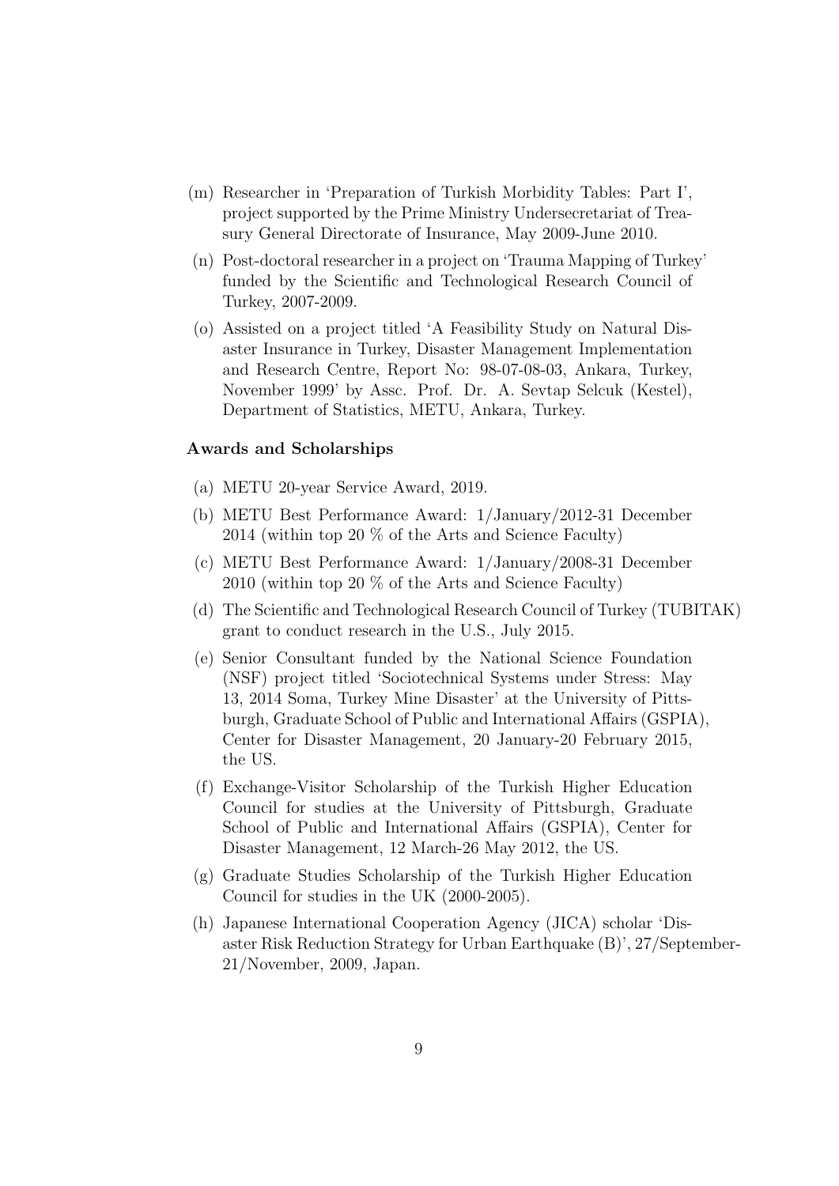(m) Researcher in 'Preparation of Turkish Morbidity Tables: Part I', project supported by the Prime Ministry Undersecretariat of Treasury General Directorate of Insurance, May 2009-June 2010.

(n) Post-doctoral researcher in a project on 'Trauma Mapping of Turkey' funded by the Scientific and Technological Research Council of Turkey, 2007-2009.

(o) Assisted on a project titled 'A Feasibility Study on Natural Disaster Insurance in Turkey, Disaster Management Implementation and Research Centre, Report No: 98-07-08-03, Ankara, Turkey, November 1999' by Assc. Prof. Dr. A. Sevtap Selcuk (Kestel), Department of Statistics, METU, Ankara, Turkey.

**Awards and Scholarships**

(a) METU 20-year Service Award, 2019.

(b) METU Best Performance Award: 1/January/2012-31 December 2014 (within top 20 % of the Arts and Science Faculty)

(c) METU Best Performance Award: 1/January/2008-31 December 2010 (within top 20 % of the Arts and Science Faculty)

(d) The Scientific and Technological Research Council of Turkey (TUBITAK) grant to conduct research in the U.S., July 2015.

(e) Senior Consultant funded by the National Science Foundation (NSF) project titled 'Sociotechnical Systems under Stress: May 13, 2014 Soma, Turkey Mine Disaster' at the University of Pittsburgh, Graduate School of Public and International Affairs (GSPIA), Center for Disaster Management, 20 January-20 February 2015, the US.

(f) Exchange-Visitor Scholarship of the Turkish Higher Education Council for studies at the University of Pittsburgh, Graduate School of Public and International Affairs (GSPIA), Center for Disaster Management, 12 March-26 May 2012, the US.

(g) Graduate Studies Scholarship of the Turkish Higher Education Council for studies in the UK (2000-2005).

(h) Japanese International Cooperation Agency (JICA) scholar 'Disaster Risk Reduction Strategy for Urban Earthquake (B)', 27/September-21/November, 2009, Japan.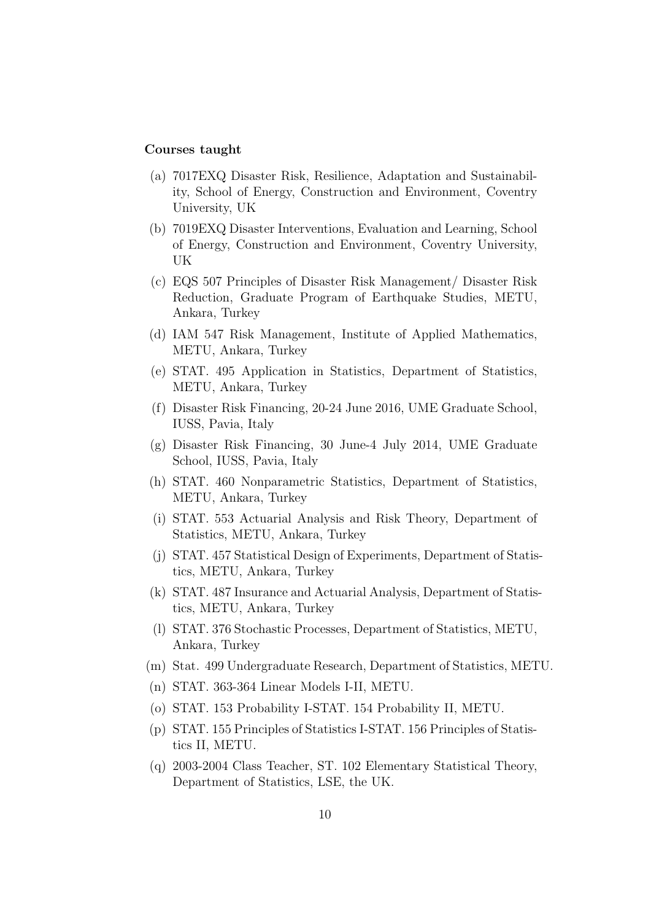**Courses taught**

(a) 7017EXQ Disaster Risk, Resilience, Adaptation and Sustainability, School of Energy, Construction and Environment, Coventry University, UK

(b) 7019EXQ Disaster Interventions, Evaluation and Learning, School of Energy, Construction and Environment, Coventry University, UK

(c) EQS 507 Principles of Disaster Risk Management/ Disaster Risk Reduction, Graduate Program of Earthquake Studies, METU, Ankara, Turkey

(d) IAM 547 Risk Management, Institute of Applied Mathematics, METU, Ankara, Turkey

(e) STAT. 495 Application in Statistics, Department of Statistics, METU, Ankara, Turkey

(f) Disaster Risk Financing, 20-24 June 2016, UME Graduate School, IUSS, Pavia, Italy

(g) Disaster Risk Financing, 30 June-4 July 2014, UME Graduate School, IUSS, Pavia, Italy

(h) STAT. 460 Nonparametric Statistics, Department of Statistics, METU, Ankara, Turkey

(i) STAT. 553 Actuarial Analysis and Risk Theory, Department of Statistics, METU, Ankara, Turkey

(j) STAT. 457 Statistical Design of Experiments, Department of Statistics, METU, Ankara, Turkey

(k) STAT. 487 Insurance and Actuarial Analysis, Department of Statistics, METU, Ankara, Turkey

(l) STAT. 376 Stochastic Processes, Department of Statistics, METU, Ankara, Turkey

(m) Stat. 499 Undergraduate Research, Department of Statistics, METU.

(n) STAT. 363-364 Linear Models I-II, METU.

(o) STAT. 153 Probability I-STAT. 154 Probability II, METU.

(p) STAT. 155 Principles of Statistics I-STAT. 156 Principles of Statistics II, METU.

(q) 2003-2004 Class Teacher, ST. 102 Elementary Statistical Theory, Department of Statistics, LSE, the UK.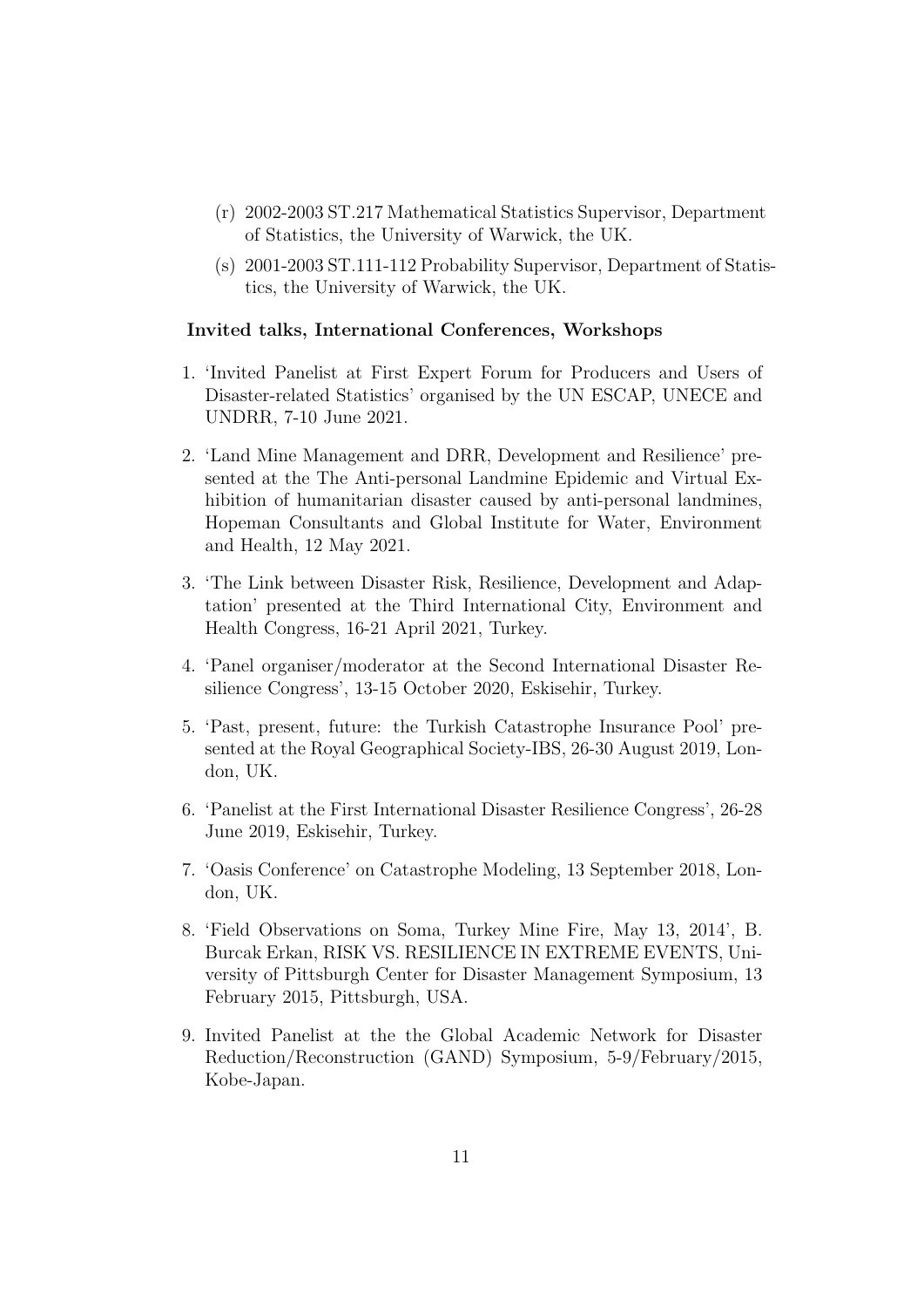(r) 2002-2003 ST.217 Mathematical Statistics Supervisor, Department of Statistics, the University of Warwick, the UK.

(s) 2001-2003 ST.111-112 Probability Supervisor, Department of Statistics, the University of Warwick, the UK.

**Invited talks, International Conferences, Workshops**

1. 'Invited Panelist at First Expert Forum for Producers and Users of Disaster-related Statistics' organised by the UN ESCAP, UNECE and UNDRR, 7-10 June 2021.

2. 'Land Mine Management and DRR, Development and Resilience' presented at the The Anti-personal Landmine Epidemic and Virtual Exhibition of humanitarian disaster caused by anti-personal landmines, Hopeman Consultants and Global Institute for Water, Environment and Health, 12 May 2021.

3. 'The Link between Disaster Risk, Resilience, Development and Adaptation' presented at the Third International City, Environment and Health Congress, 16-21 April 2021, Turkey.

4. 'Panel organiser/moderator at the Second International Disaster Resilience Congress', 13-15 October 2020, Eskisehir, Turkey.

5. 'Past, present, future: the Turkish Catastrophe Insurance Pool' presented at the Royal Geographical Society-IBS, 26-30 August 2019, London, UK.

6. 'Panelist at the First International Disaster Resilience Congress', 26-28 June 2019, Eskisehir, Turkey.

7. 'Oasis Conference' on Catastrophe Modeling, 13 September 2018, London, UK.

8. 'Field Observations on Soma, Turkey Mine Fire, May 13, 2014', B. Burcak Erkan, RISK VS. RESILIENCE IN EXTREME EVENTS, University of Pittsburgh Center for Disaster Management Symposium, 13 February 2015, Pittsburgh, USA.

9. Invited Panelist at the the Global Academic Network for Disaster Reduction/Reconstruction (GAND) Symposium, 5-9/February/2015, Kobe-Japan.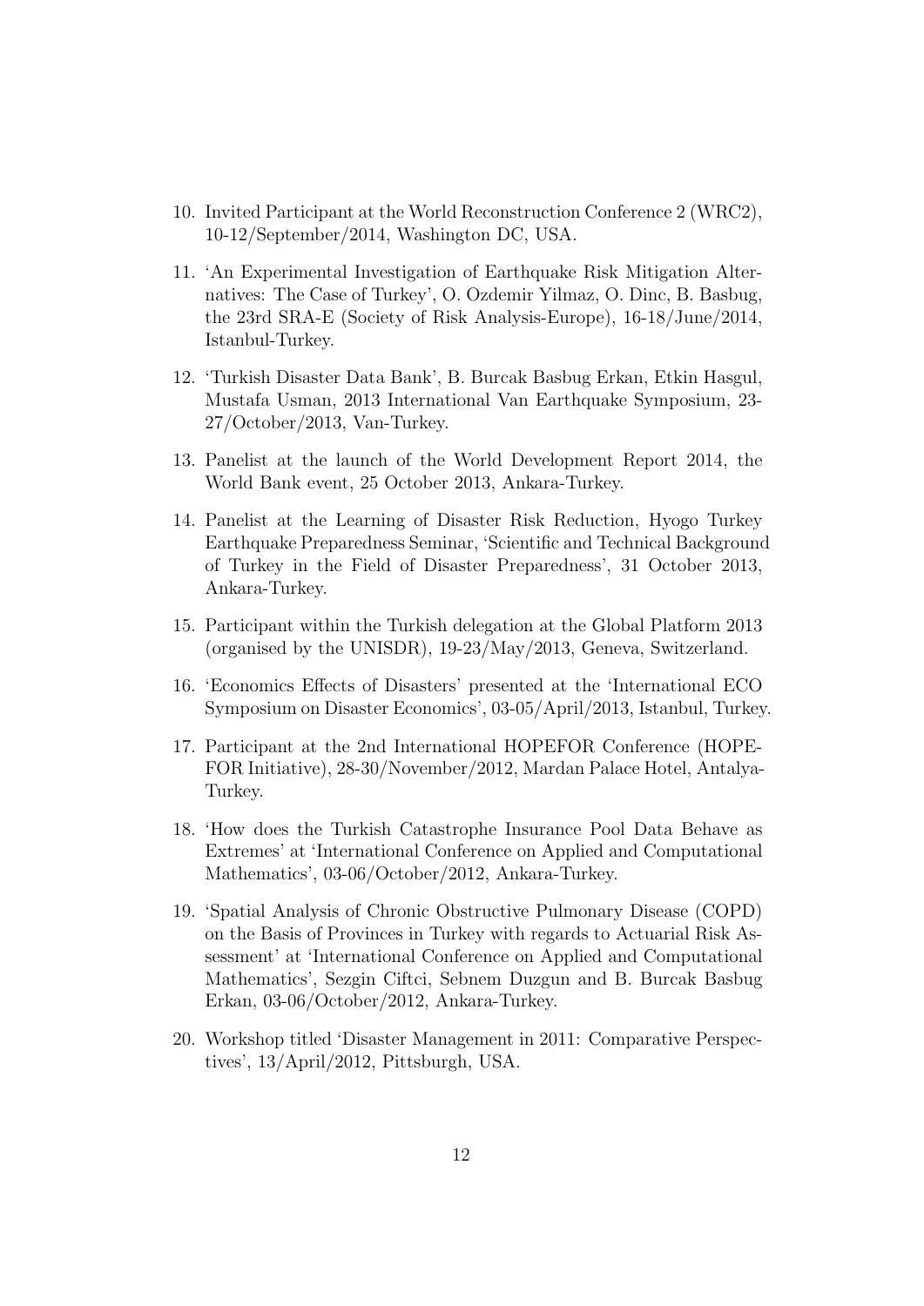10. Invited Participant at the World Reconstruction Conference 2 (WRC2), 10-12/September/2014, Washington DC, USA.
11. 'An Experimental Investigation of Earthquake Risk Mitigation Alternatives: The Case of Turkey', O. Ozdemir Yilmaz, O. Dinc, B. Basbug, the 23rd SRA-E (Society of Risk Analysis-Europe), 16-18/June/2014, Istanbul-Turkey.
12. 'Turkish Disaster Data Bank', B. Burcak Basbug Erkan, Etkin Hasgul, Mustafa Usman, 2013 International Van Earthquake Symposium, 23-27/October/2013, Van-Turkey.
13. Panelist at the launch of the World Development Report 2014, the World Bank event, 25 October 2013, Ankara-Turkey.
14. Panelist at the Learning of Disaster Risk Reduction, Hyogo Turkey Earthquake Preparedness Seminar, 'Scientific and Technical Background of Turkey in the Field of Disaster Preparedness', 31 October 2013, Ankara-Turkey.
15. Participant within the Turkish delegation at the Global Platform 2013 (organised by the UNISDR), 19-23/May/2013, Geneva, Switzerland.
16. 'Economics Effects of Disasters' presented at the 'International ECO Symposium on Disaster Economics', 03-05/April/2013, Istanbul, Turkey.
17. Participant at the 2nd International HOPEFOR Conference (HOPEFOR Initiative), 28-30/November/2012, Mardan Palace Hotel, Antalya-Turkey.
18. 'How does the Turkish Catastrophe Insurance Pool Data Behave as Extremes' at 'International Conference on Applied and Computational Mathematics', 03-06/October/2012, Ankara-Turkey.
19. 'Spatial Analysis of Chronic Obstructive Pulmonary Disease (COPD) on the Basis of Provinces in Turkey with regards to Actuarial Risk Assessment' at 'International Conference on Applied and Computational Mathematics', Sezgin Ciftci, Sebnem Duzgun and B. Burcak Basbug Erkan, 03-06/October/2012, Ankara-Turkey.
20. Workshop titled 'Disaster Management in 2011: Comparative Perspectives', 13/April/2012, Pittsburgh, USA.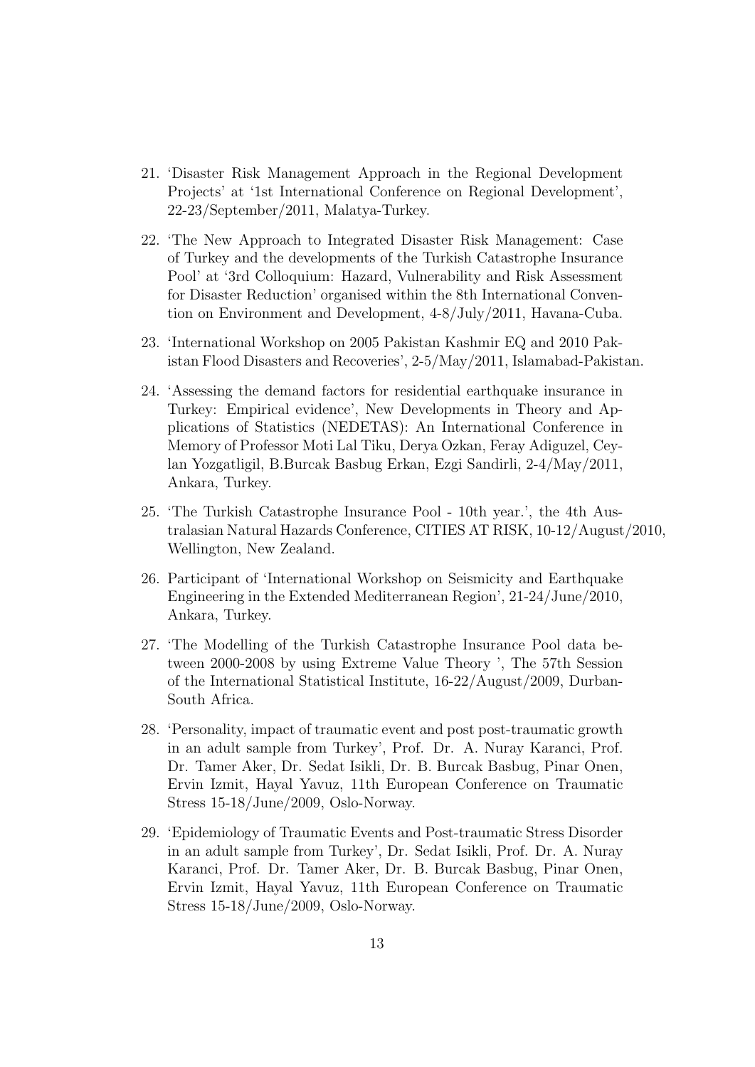21. 'Disaster Risk Management Approach in the Regional Development Projects' at '1st International Conference on Regional Development', 22-23/September/2011, Malatya-Turkey.

22. 'The New Approach to Integrated Disaster Risk Management: Case of Turkey and the developments of the Turkish Catastrophe Insurance Pool' at '3rd Colloquium: Hazard, Vulnerability and Risk Assessment for Disaster Reduction' organised within the 8th International Convention on Environment and Development, 4-8/July/2011, Havana-Cuba.

23. 'International Workshop on 2005 Pakistan Kashmir EQ and 2010 Pakistan Flood Disasters and Recoveries', 2-5/May/2011, Islamabad-Pakistan.

24. 'Assessing the demand factors for residential earthquake insurance in Turkey: Empirical evidence', New Developments in Theory and Applications of Statistics (NEDETAS): An International Conference in Memory of Professor Moti Lal Tiku, Derya Ozkan, Feray Adiguzel, Ceylan Yozgatligil, B.Burcak Basbug Erkan, Ezgi Sandirli, 2-4/May/2011, Ankara, Turkey.

25. 'The Turkish Catastrophe Insurance Pool - 10th year.', the 4th Australasian Natural Hazards Conference, CITIES AT RISK, 10-12/August/2010, Wellington, New Zealand.

26. Participant of 'International Workshop on Seismicity and Earthquake Engineering in the Extended Mediterranean Region', 21-24/June/2010, Ankara, Turkey.

27. 'The Modelling of the Turkish Catastrophe Insurance Pool data between 2000-2008 by using Extreme Value Theory ', The 57th Session of the International Statistical Institute, 16-22/August/2009, Durban-South Africa.

28. 'Personality, impact of traumatic event and post post-traumatic growth in an adult sample from Turkey', Prof. Dr. A. Nuray Karanci, Prof. Dr. Tamer Aker, Dr. Sedat Isikli, Dr. B. Burcak Basbug, Pinar Onen, Ervin Izmit, Hayal Yavuz, 11th European Conference on Traumatic Stress 15-18/June/2009, Oslo-Norway.

29. 'Epidemiology of Traumatic Events and Post-traumatic Stress Disorder in an adult sample from Turkey', Dr. Sedat Isikli, Prof. Dr. A. Nuray Karanci, Prof. Dr. Tamer Aker, Dr. B. Burcak Basbug, Pinar Onen, Ervin Izmit, Hayal Yavuz, 11th European Conference on Traumatic Stress 15-18/June/2009, Oslo-Norway.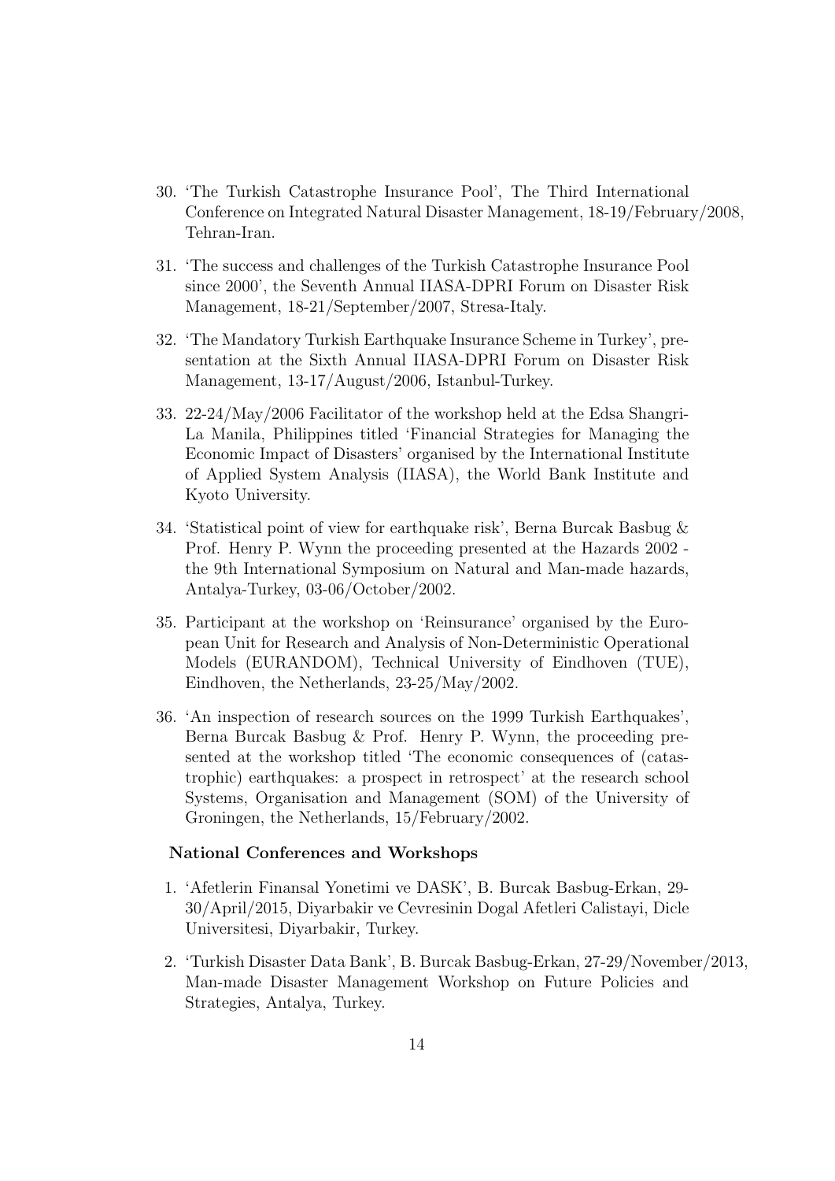30. 'The Turkish Catastrophe Insurance Pool', The Third International Conference on Integrated Natural Disaster Management, 18-19/February/2008, Tehran-Iran.

31. 'The success and challenges of the Turkish Catastrophe Insurance Pool since 2000', the Seventh Annual IIASA-DPRI Forum on Disaster Risk Management, 18-21/September/2007, Stresa-Italy.

32. 'The Mandatory Turkish Earthquake Insurance Scheme in Turkey', presentation at the Sixth Annual IIASA-DPRI Forum on Disaster Risk Management, 13-17/August/2006, Istanbul-Turkey.

33. 22-24/May/2006 Facilitator of the workshop held at the Edsa Shangri-La Manila, Philippines titled 'Financial Strategies for Managing the Economic Impact of Disasters' organised by the International Institute of Applied System Analysis (IIASA), the World Bank Institute and Kyoto University.

34. 'Statistical point of view for earthquake risk', Berna Burcak Basbug & Prof. Henry P. Wynn the proceeding presented at the Hazards 2002 - the 9th International Symposium on Natural and Man-made hazards, Antalya-Turkey, 03-06/October/2002.

35. Participant at the workshop on 'Reinsurance' organised by the European Unit for Research and Analysis of Non-Deterministic Operational Models (EURANDOM), Technical University of Eindhoven (TUE), Eindhoven, the Netherlands, 23-25/May/2002.

36. 'An inspection of research sources on the 1999 Turkish Earthquakes', Berna Burcak Basbug & Prof. Henry P. Wynn, the proceeding presented at the workshop titled 'The economic consequences of (catastrophic) earthquakes: a prospect in retrospect' at the research school Systems, Organisation and Management (SOM) of the University of Groningen, the Netherlands, 15/February/2002.

**National Conferences and Workshops**

1. 'Afetlerin Finansal Yonetimi ve DASK', B. Burcak Basbug-Erkan, 29-30/April/2015, Diyarbakir ve Cevresinin Dogal Afetleri Calistayi, Dicle Universitesi, Diyarbakir, Turkey.

2. 'Turkish Disaster Data Bank', B. Burcak Basbug-Erkan, 27-29/November/2013, Man-made Disaster Management Workshop on Future Policies and Strategies, Antalya, Turkey.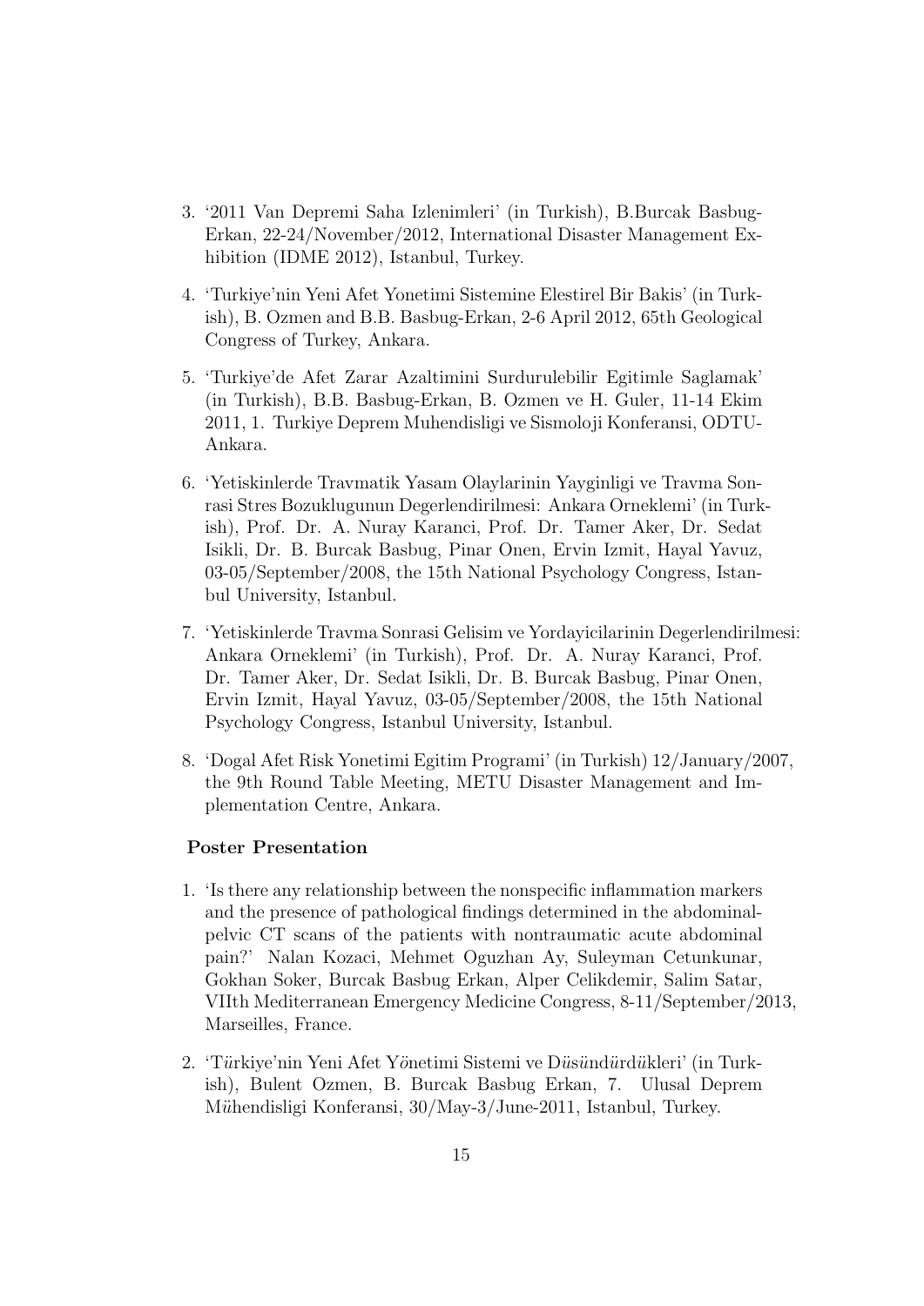3. '2011 Van Depremi Saha Izlenimleri' (in Turkish), B.Burcak Basbug-Erkan, 22-24/November/2012, International Disaster Management Exhibition (IDME 2012), Istanbul, Turkey.

4. 'Turkiye'nin Yeni Afet Yonetimi Sistemine Elestirel Bir Bakis' (in Turkish), B. Ozmen and B.B. Basbug-Erkan, 2-6 April 2012, 65th Geological Congress of Turkey, Ankara.

5. 'Turkiye'de Afet Zarar Azaltimini Surdurulebilir Egitimle Saglamak' (in Turkish), B.B. Basbug-Erkan, B. Ozmen ve H. Guler, 11-14 Ekim 2011, 1. Turkiye Deprem Muhendisligi ve Sismoloji Konferansi, ODTU-Ankara.

6. 'Yetiskinlerde Travmatik Yasam Olaylarinin Yayginligi ve Travma Sonrasi Stres Bozuklugunun Degerlendirilmesi: Ankara Orneklemi' (in Turkish), Prof. Dr. A. Nuray Karanci, Prof. Dr. Tamer Aker, Dr. Sedat Isikli, Dr. B. Burcak Basbug, Pinar Onen, Ervin Izmit, Hayal Yavuz, 03-05/September/2008, the 15th National Psychology Congress, Istanbul University, Istanbul.

7. 'Yetiskinlerde Travma Sonrasi Gelisim ve Yordayicilarinin Degerlendirilmesi: Ankara Orneklemi' (in Turkish), Prof. Dr. A. Nuray Karanci, Prof. Dr. Tamer Aker, Dr. Sedat Isikli, Dr. B. Burcak Basbug, Pinar Onen, Ervin Izmit, Hayal Yavuz, 03-05/September/2008, the 15th National Psychology Congress, Istanbul University, Istanbul.

8. 'Dogal Afet Risk Yonetimi Egitim Programi' (in Turkish) 12/January/2007, the 9th Round Table Meeting, METU Disaster Management and Implementation Centre, Ankara.

**Poster Presentation**

1. 'Is there any relationship between the nonspecific inflammation markers and the presence of pathological findings determined in the abdominal-pelvic CT scans of the patients with nontraumatic acute abdominal pain?' Nalan Kozaci, Mehmet Oguzhan Ay, Suleyman Cetunkunar, Gokhan Soker, Burcak Basbug Erkan, Alper Celikdemir, Salim Satar, VIIth Mediterranean Emergency Medicine Congress, 8-11/September/2013, Marseilles, France.

2. 'T*ü*rkiye'nin Yeni Afet Y*ö*netimi Sistemi ve D*ü*s*ü*nd*ü*rd*ü*kleri' (in Turkish), Bulent Ozmen, B. Burcak Basbug Erkan, 7. Ulusal Deprem M*ü*hendisligi Konferansi, 30/May-3/June-2011, Istanbul, Turkey.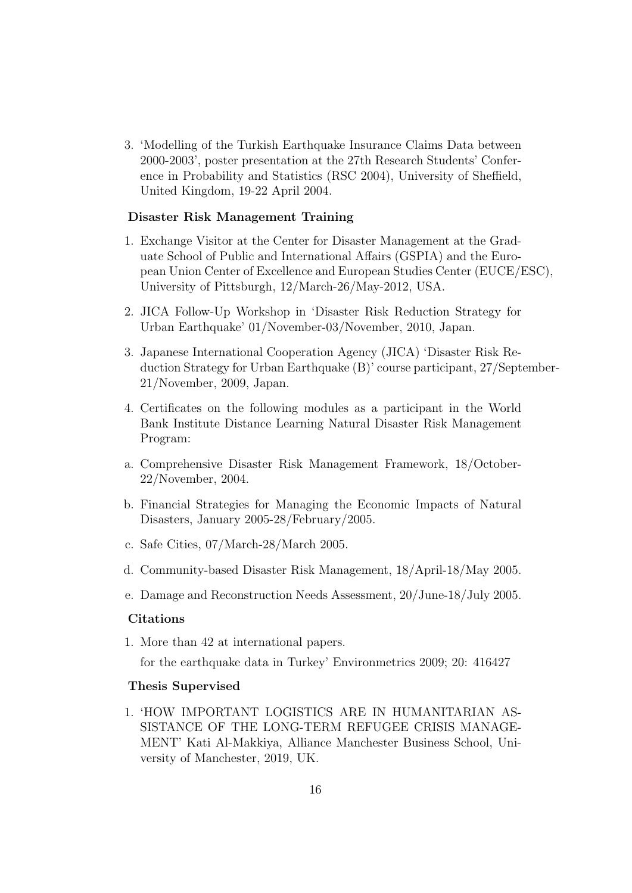3. 'Modelling of the Turkish Earthquake Insurance Claims Data between 2000-2003', poster presentation at the 27th Research Students' Conference in Probability and Statistics (RSC 2004), University of Sheffield, United Kingdom, 19-22 April 2004.

### Disaster Risk Management Training

1. Exchange Visitor at the Center for Disaster Management at the Graduate School of Public and International Affairs (GSPIA) and the European Union Center of Excellence and European Studies Center (EUCE/ESC), University of Pittsburgh, 12/March-26/May-2012, USA.

2. JICA Follow-Up Workshop in 'Disaster Risk Reduction Strategy for Urban Earthquake' 01/November-03/November, 2010, Japan.

3. Japanese International Cooperation Agency (JICA) 'Disaster Risk Reduction Strategy for Urban Earthquake (B)' course participant, 27/September-21/November, 2009, Japan.

4. Certificates on the following modules as a participant in the World Bank Institute Distance Learning Natural Disaster Risk Management Program:

a. Comprehensive Disaster Risk Management Framework, 18/October-22/November, 2004.

b. Financial Strategies for Managing the Economic Impacts of Natural Disasters, January 2005-28/February/2005.

c. Safe Cities, 07/March-28/March 2005.

d. Community-based Disaster Risk Management, 18/April-18/May 2005.

e. Damage and Reconstruction Needs Assessment, 20/June-18/July 2005.

### Citations

1. More than 42 at international papers.

   for the earthquake data in Turkey' Environmetrics 2009; 20: 416427

### Thesis Supervised

1. 'HOW IMPORTANT LOGISTICS ARE IN HUMANITARIAN ASSISTANCE OF THE LONG-TERM REFUGEE CRISIS MANAGEMENT' Kati Al-Makkiya, Alliance Manchester Business School, University of Manchester, 2019, UK.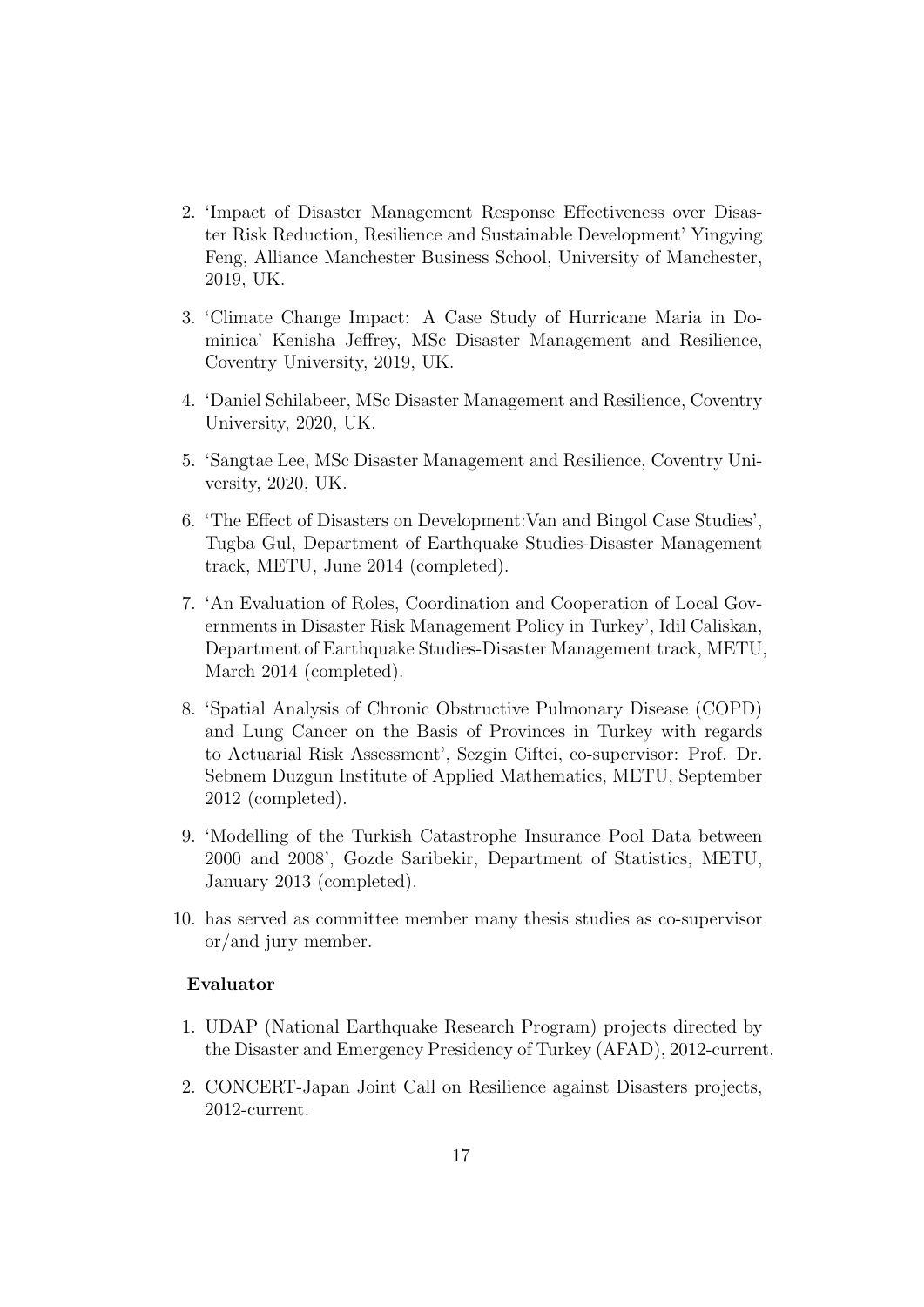2. 'Impact of Disaster Management Response Effectiveness over Disaster Risk Reduction, Resilience and Sustainable Development' Yingying Feng, Alliance Manchester Business School, University of Manchester, 2019, UK.
3. 'Climate Change Impact: A Case Study of Hurricane Maria in Dominica' Kenisha Jeffrey, MSc Disaster Management and Resilience, Coventry University, 2019, UK.
4. 'Daniel Schilabeer, MSc Disaster Management and Resilience, Coventry University, 2020, UK.
5. 'Sangtae Lee, MSc Disaster Management and Resilience, Coventry University, 2020, UK.
6. 'The Effect of Disasters on Development:Van and Bingol Case Studies', Tugba Gul, Department of Earthquake Studies-Disaster Management track, METU, June 2014 (completed).
7. 'An Evaluation of Roles, Coordination and Cooperation of Local Governments in Disaster Risk Management Policy in Turkey', Idil Caliskan, Department of Earthquake Studies-Disaster Management track, METU, March 2014 (completed).
8. 'Spatial Analysis of Chronic Obstructive Pulmonary Disease (COPD) and Lung Cancer on the Basis of Provinces in Turkey with regards to Actuarial Risk Assessment', Sezgin Ciftci, co-supervisor: Prof. Dr. Sebnem Duzgun Institute of Applied Mathematics, METU, September 2012 (completed).
9. 'Modelling of the Turkish Catastrophe Insurance Pool Data between 2000 and 2008', Gozde Saribekir, Department of Statistics, METU, January 2013 (completed).
10. has served as committee member many thesis studies as co-supervisor or/and jury member.

**Evaluator**

1. UDAP (National Earthquake Research Program) projects directed by the Disaster and Emergency Presidency of Turkey (AFAD), 2012-current.
2. CONCERT-Japan Joint Call on Resilience against Disasters projects, 2012-current.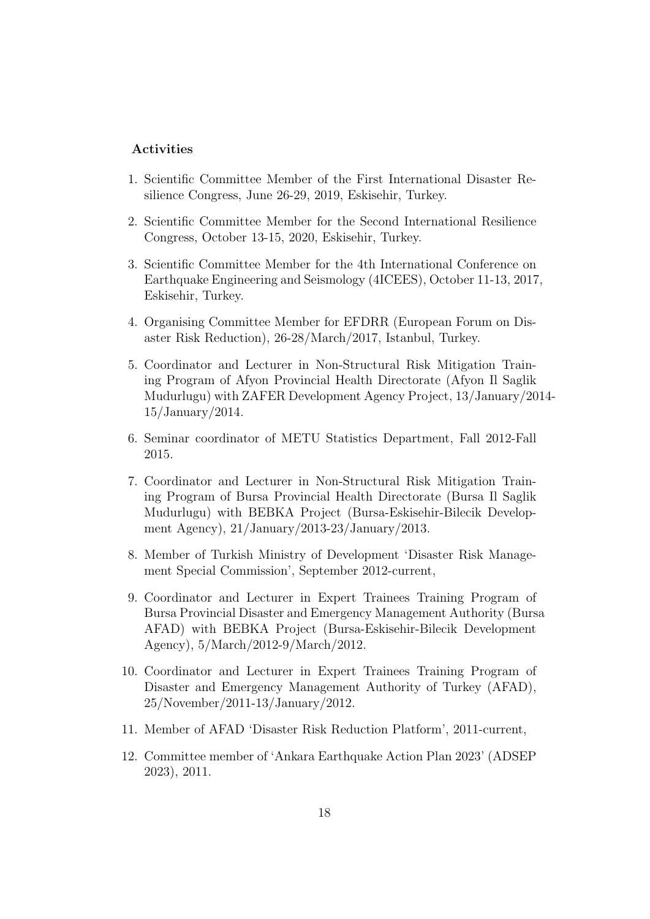**Activities**

1. Scientific Committee Member of the First International Disaster Resilience Congress, June 26-29, 2019, Eskisehir, Turkey.
2. Scientific Committee Member for the Second International Resilience Congress, October 13-15, 2020, Eskisehir, Turkey.
3. Scientific Committee Member for the 4th International Conference on Earthquake Engineering and Seismology (4ICEES), October 11-13, 2017, Eskisehir, Turkey.
4. Organising Committee Member for EFDRR (European Forum on Disaster Risk Reduction), 26-28/March/2017, Istanbul, Turkey.
5. Coordinator and Lecturer in Non-Structural Risk Mitigation Training Program of Afyon Provincial Health Directorate (Afyon Il Saglik Mudurlugu) with ZAFER Development Agency Project, 13/January/2014-15/January/2014.
6. Seminar coordinator of METU Statistics Department, Fall 2012-Fall 2015.
7. Coordinator and Lecturer in Non-Structural Risk Mitigation Training Program of Bursa Provincial Health Directorate (Bursa Il Saglik Mudurlugu) with BEBKA Project (Bursa-Eskisehir-Bilecik Development Agency), 21/January/2013-23/January/2013.
8. Member of Turkish Ministry of Development 'Disaster Risk Management Special Commission', September 2012-current,
9. Coordinator and Lecturer in Expert Trainees Training Program of Bursa Provincial Disaster and Emergency Management Authority (Bursa AFAD) with BEBKA Project (Bursa-Eskisehir-Bilecik Development Agency), 5/March/2012-9/March/2012.
10. Coordinator and Lecturer in Expert Trainees Training Program of Disaster and Emergency Management Authority of Turkey (AFAD), 25/November/2011-13/January/2012.
11. Member of AFAD 'Disaster Risk Reduction Platform', 2011-current,
12. Committee member of 'Ankara Earthquake Action Plan 2023' (ADSEP 2023), 2011.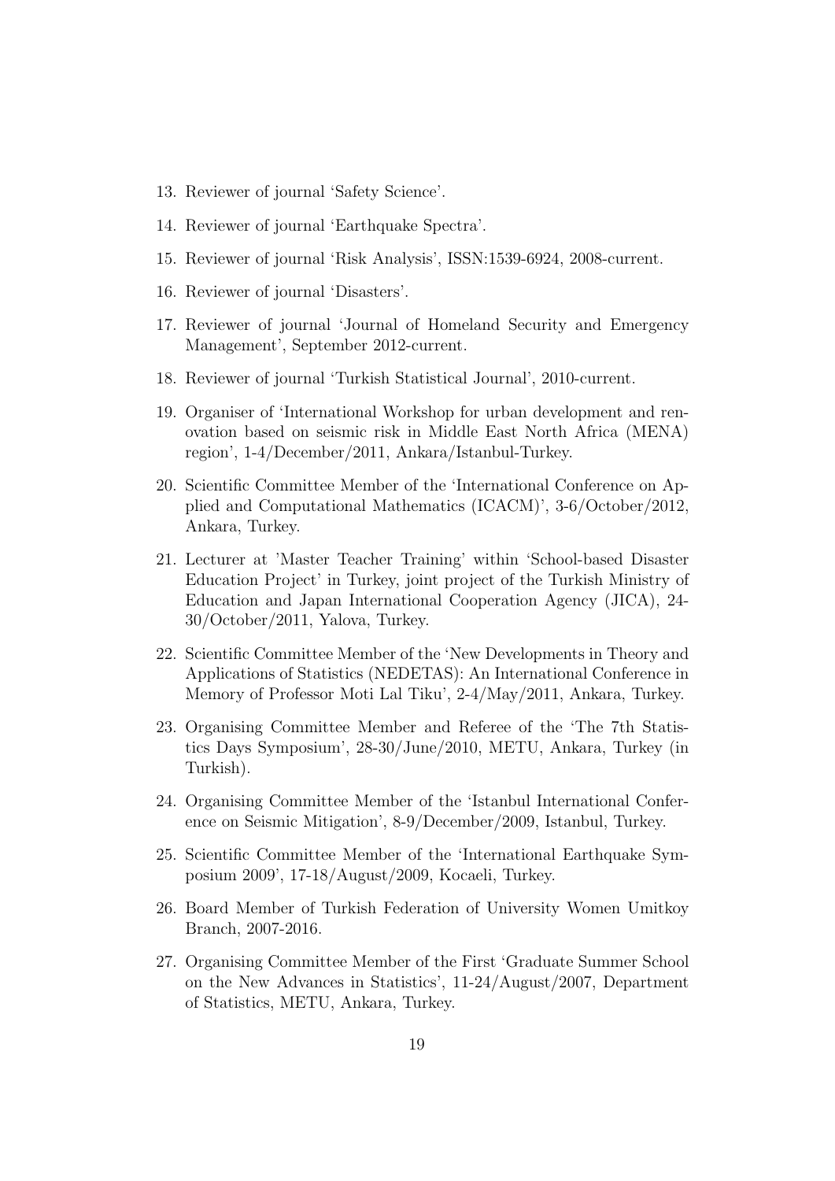13. Reviewer of journal 'Safety Science'.
14. Reviewer of journal 'Earthquake Spectra'.
15. Reviewer of journal 'Risk Analysis', ISSN:1539-6924, 2008-current.
16. Reviewer of journal 'Disasters'.
17. Reviewer of journal 'Journal of Homeland Security and Emergency Management', September 2012-current.
18. Reviewer of journal 'Turkish Statistical Journal', 2010-current.
19. Organiser of 'International Workshop for urban development and renovation based on seismic risk in Middle East North Africa (MENA) region', 1-4/December/2011, Ankara/Istanbul-Turkey.
20. Scientific Committee Member of the 'International Conference on Applied and Computational Mathematics (ICACM)', 3-6/October/2012, Ankara, Turkey.
21. Lecturer at 'Master Teacher Training' within 'School-based Disaster Education Project' in Turkey, joint project of the Turkish Ministry of Education and Japan International Cooperation Agency (JICA), 24-30/October/2011, Yalova, Turkey.
22. Scientific Committee Member of the 'New Developments in Theory and Applications of Statistics (NEDETAS): An International Conference in Memory of Professor Moti Lal Tiku', 2-4/May/2011, Ankara, Turkey.
23. Organising Committee Member and Referee of the 'The 7th Statistics Days Symposium', 28-30/June/2010, METU, Ankara, Turkey (in Turkish).
24. Organising Committee Member of the 'Istanbul International Conference on Seismic Mitigation', 8-9/December/2009, Istanbul, Turkey.
25. Scientific Committee Member of the 'International Earthquake Symposium 2009', 17-18/August/2009, Kocaeli, Turkey.
26. Board Member of Turkish Federation of University Women Umitkoy Branch, 2007-2016.
27. Organising Committee Member of the First 'Graduate Summer School on the New Advances in Statistics', 11-24/August/2007, Department of Statistics, METU, Ankara, Turkey.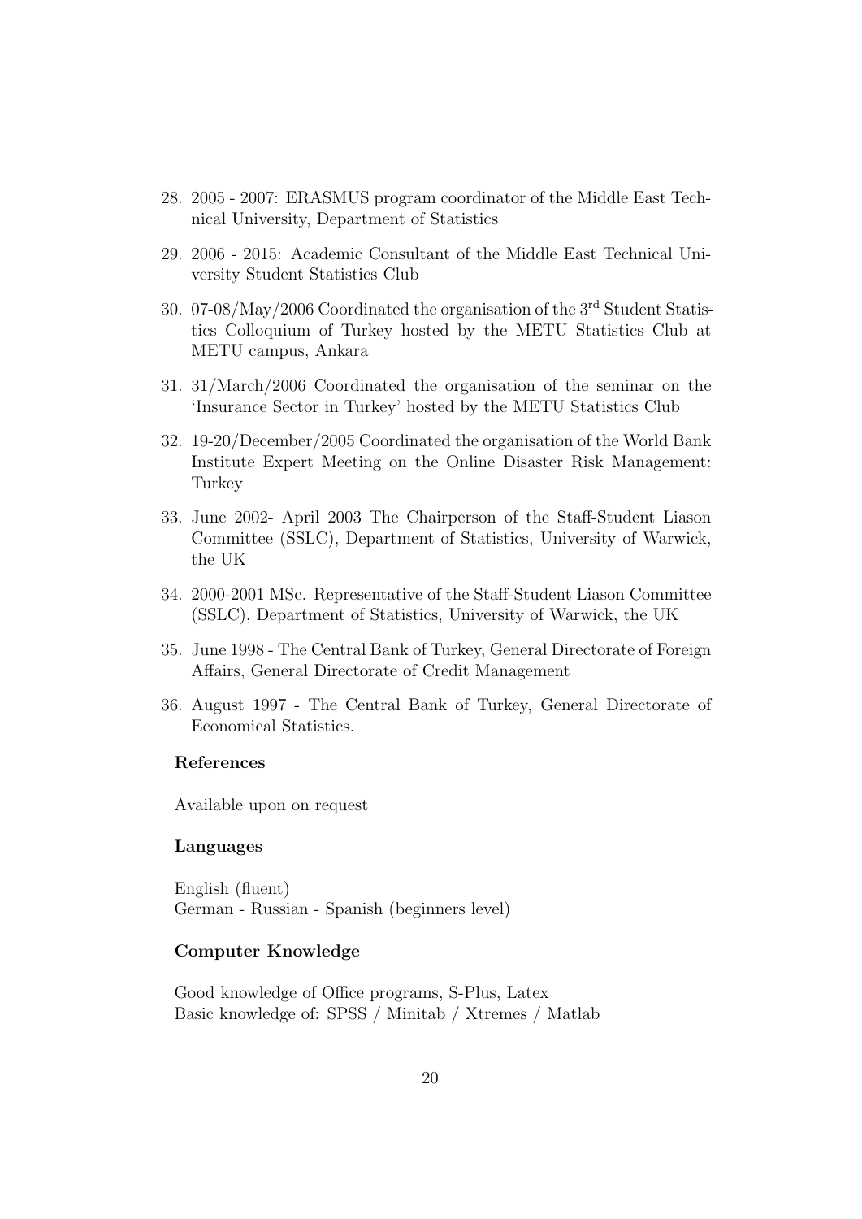28. 2005 - 2007: ERASMUS program coordinator of the Middle East Technical University, Department of Statistics

29. 2006 - 2015: Academic Consultant of the Middle East Technical University Student Statistics Club

30. 07-08/May/2006 Coordinated the organisation of the 3rd Student Statistics Colloquium of Turkey hosted by the METU Statistics Club at METU campus, Ankara

31. 31/March/2006 Coordinated the organisation of the seminar on the 'Insurance Sector in Turkey' hosted by the METU Statistics Club

32. 19-20/December/2005 Coordinated the organisation of the World Bank Institute Expert Meeting on the Online Disaster Risk Management: Turkey

33. June 2002- April 2003 The Chairperson of the Staff-Student Liason Committee (SSLC), Department of Statistics, University of Warwick, the UK

34. 2000-2001 MSc. Representative of the Staff-Student Liason Committee (SSLC), Department of Statistics, University of Warwick, the UK

35. June 1998 - The Central Bank of Turkey, General Directorate of Foreign Affairs, General Directorate of Credit Management

36. August 1997 - The Central Bank of Turkey, General Directorate of Economical Statistics.

**References**

Available upon on request

**Languages**

English (fluent)
German - Russian - Spanish (beginners level)

**Computer Knowledge**

Good knowledge of Office programs, S-Plus, Latex
Basic knowledge of: SPSS / Minitab / Xtremes / Matlab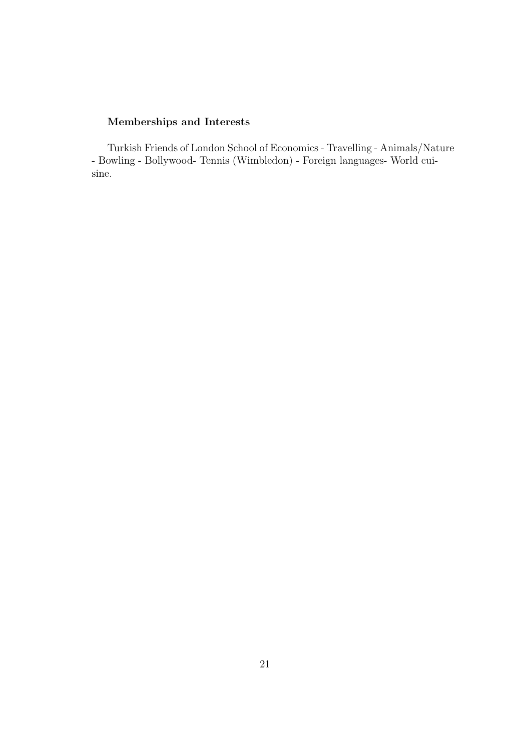### Memberships and Interests

Turkish Friends of London School of Economics - Travelling - Animals/Nature - Bowling - Bollywood- Tennis (Wimbledon) - Foreign languages- World cuisine.